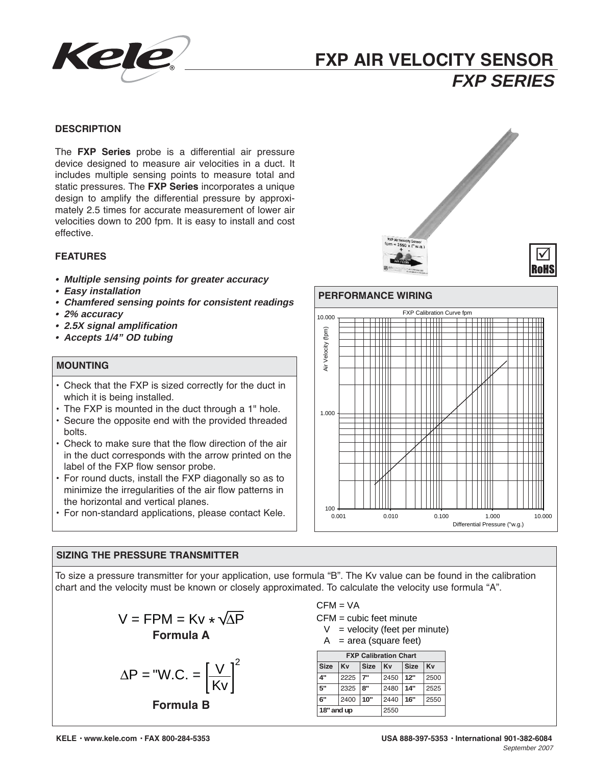# FXP AIR VELOCITY SENSOR

## *FXP SERIES*

### DESCRIPTION

The **FXP Series** probe is a differential air pressure device designed to measure air velocities in a duct. It includes multiple sensing points to measure total and static pressures. The **FXP Series** incorporates a unique design to amplify the differential pressure by approximately 2.5 times for accurate measurement of lower air velocities down to 200 fpm. It is easy to install and cost effective.

### FEATURES

- ***Multiple sensing points for greater accuracy***
- ***Easy installation***
- ***Chamfered sensing points for consistent readings***
- ***2% accuracy***
- ***2.5X signal amplification***
- ***Accepts 1/4" OD tubing***

### MOUNTING

- Check that the FXP is sized correctly for the duct in which it is being installed.
- The FXP is mounted in the duct through a 1" hole.
- Secure the opposite end with the provided threaded bolts.
- Check to make sure that the flow direction of the air in the duct corresponds with the arrow printed on the label of the FXP flow sensor probe.
- For round ducts, install the FXP diagonally so as to minimize the irregularities of the air flow patterns in the horizontal and vertical planes.
- For non-standard applications, please contact Kele.

### PERFORMANCE WIRING

FXP Calibration Curve fpm

Air Velocity (fpm) vs. Differential Pressure ("w.g.)

### SIZING THE PRESSURE TRANSMITTER

To size a pressure transmitter for your application, use formula "B". The Kv value can be found in the calibration chart and the velocity must be known or closely approximated. To calculate the velocity use formula "A".

$$V = FPM = Kv * \sqrt{\Delta P}$$

**Formula A**

$$\Delta P = \text{"W.C.} = \left[\frac{V}{Kv}\right]^2$$

**Formula B**

CFM = VA

CFM = cubic feet minute

V = velocity (feet per minute)

A = area (square feet)

| FXP Calibration Chart | | | | | |
|---|---|---|---|---|---|
| **Size** | **Kv** | **Size** | **Kv** | **Size** | **Kv** |
| **4"** | 2225 | **7"** | 2450 | **12"** | 2500 |
| **5"** | 2325 | **8"** | 2480 | **14"** | 2525 |
| **6"** | 2400 | **10"** | 2440 | **16"** | 2550 |
| **18" and up** | | | 2550 | | |

KELE • www.kele.com • FAX 800-284-5353

USA 888-397-5353 • International 901-382-6084

September 2007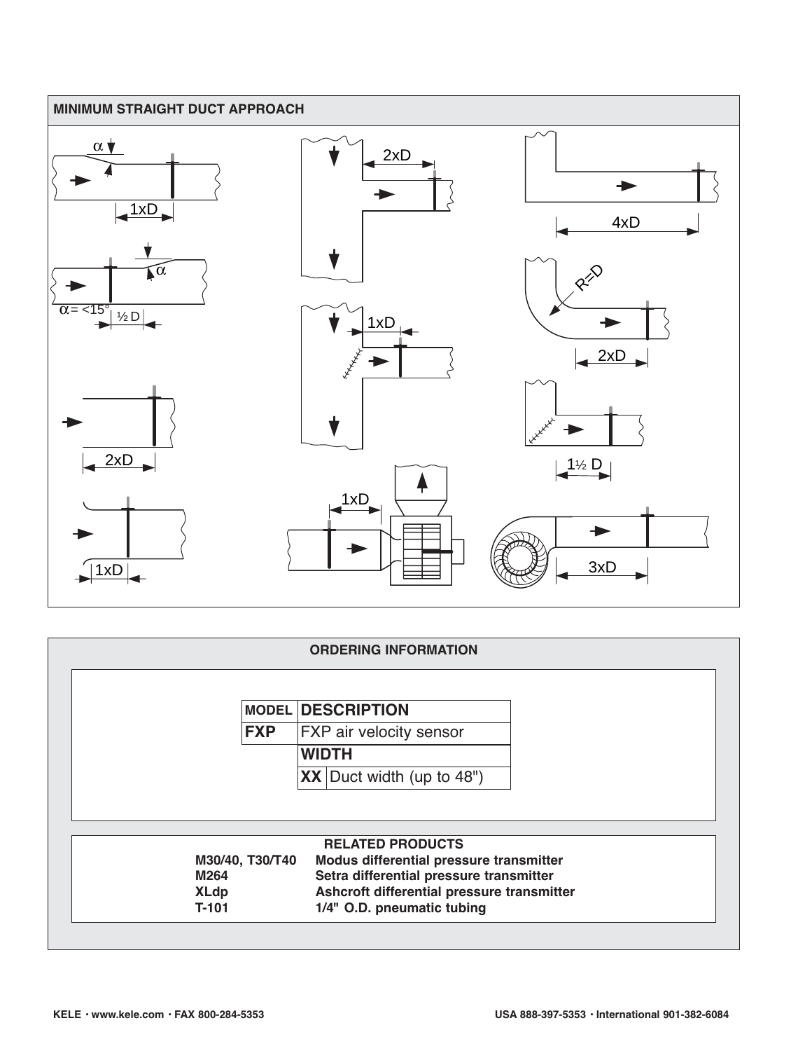## MINIMUM STRAIGHT DUCT APPROACH

α

1xD

α

α= <15°

½ D

2xD

1xD

2xD

1xD

1xD

4xD

R=D

2xD

1½ D

3xD

## ORDERING INFORMATION

| MODEL | DESCRIPTION | |
|---|---|---|
| **FXP** | FXP air velocity sensor | |
| | **WIDTH** | |
| | **XX** | Duct width (up to 48") |

**RELATED PRODUCTS**

| | |
|---|---|
| **M30/40, T30/T40** | **Modus differential pressure transmitter** |
| **M264** | **Setra differential pressure transmitter** |
| **XLdp** | **Ashcroft differential pressure transmitter** |
| **T-101** | **1/4" O.D. pneumatic tubing** |

KELE · www.kele.com · FAX 800-284-5353 USA 888-397-5353 · International 901-382-6084